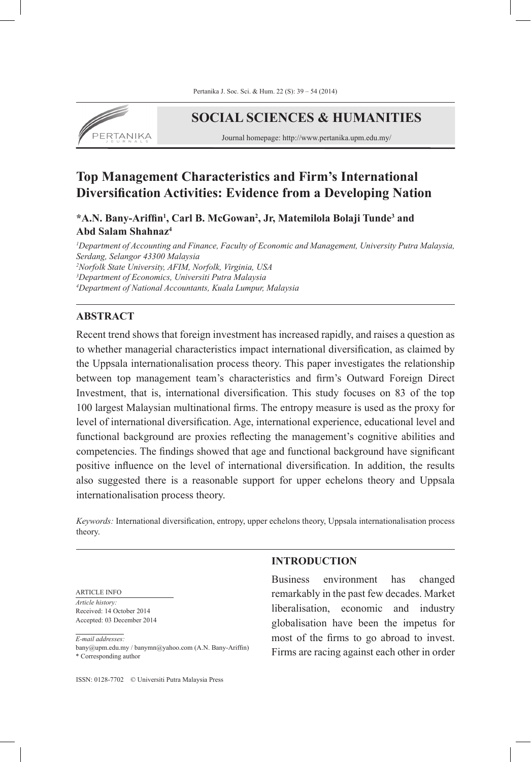# SOCIAL SCIENCES & HUMANITIES

Journal homepage: http://www.pertanika.upm.edu.my/

## Top Management Characteristics and Firm's International Diversification Activities: Evidence from a Developing Nation

**\*A.N. Bany-Ariffin[1], Carl B. McGowan[2], Jr, Matemilola Bolaji Tunde[3] and Abd Salam Shahnaz[4]**

[1]*Department of Accounting and Finance, Faculty of Economic and Management, University Putra Malaysia, Serdang, Selangor 43300 Malaysia*
[2]*Norfolk State University, AFIM, Norfolk, Virginia, USA*
[3]*Department of Economics, Universiti Putra Malaysia*
[4]*Department of National Accountants, Kuala Lumpur, Malaysia*

### ABSTRACT

Recent trend shows that foreign investment has increased rapidly, and raises a question as to whether managerial characteristics impact international diversification, as claimed by the Uppsala internationalisation process theory. This paper investigates the relationship between top management team's characteristics and firm's Outward Foreign Direct Investment, that is, international diversification. This study focuses on 83 of the top 100 largest Malaysian multinational firms. The entropy measure is used as the proxy for level of international diversification. Age, international experience, educational level and functional background are proxies reflecting the management's cognitive abilities and competencies. The findings showed that age and functional background have significant positive influence on the level of international diversification. In addition, the results also suggested there is a reasonable support for upper echelons theory and Uppsala internationalisation process theory.

*Keywords:* International diversification, entropy, upper echelons theory, Uppsala internationalisation process theory.

ARTICLE INFO

*Article history:*
Received: 14 October 2014
Accepted: 03 December 2014

*E-mail addresses:*
bany@upm.edu.my / banymn@yahoo.com (A.N. Bany-Ariffin)
\* Corresponding author

ISSN: 0128-7702 © Universiti Putra Malaysia Press

### INTRODUCTION

Business environment has changed remarkably in the past few decades. Market liberalisation, economic and industry globalisation have been the impetus for most of the firms to go abroad to invest. Firms are racing against each other in order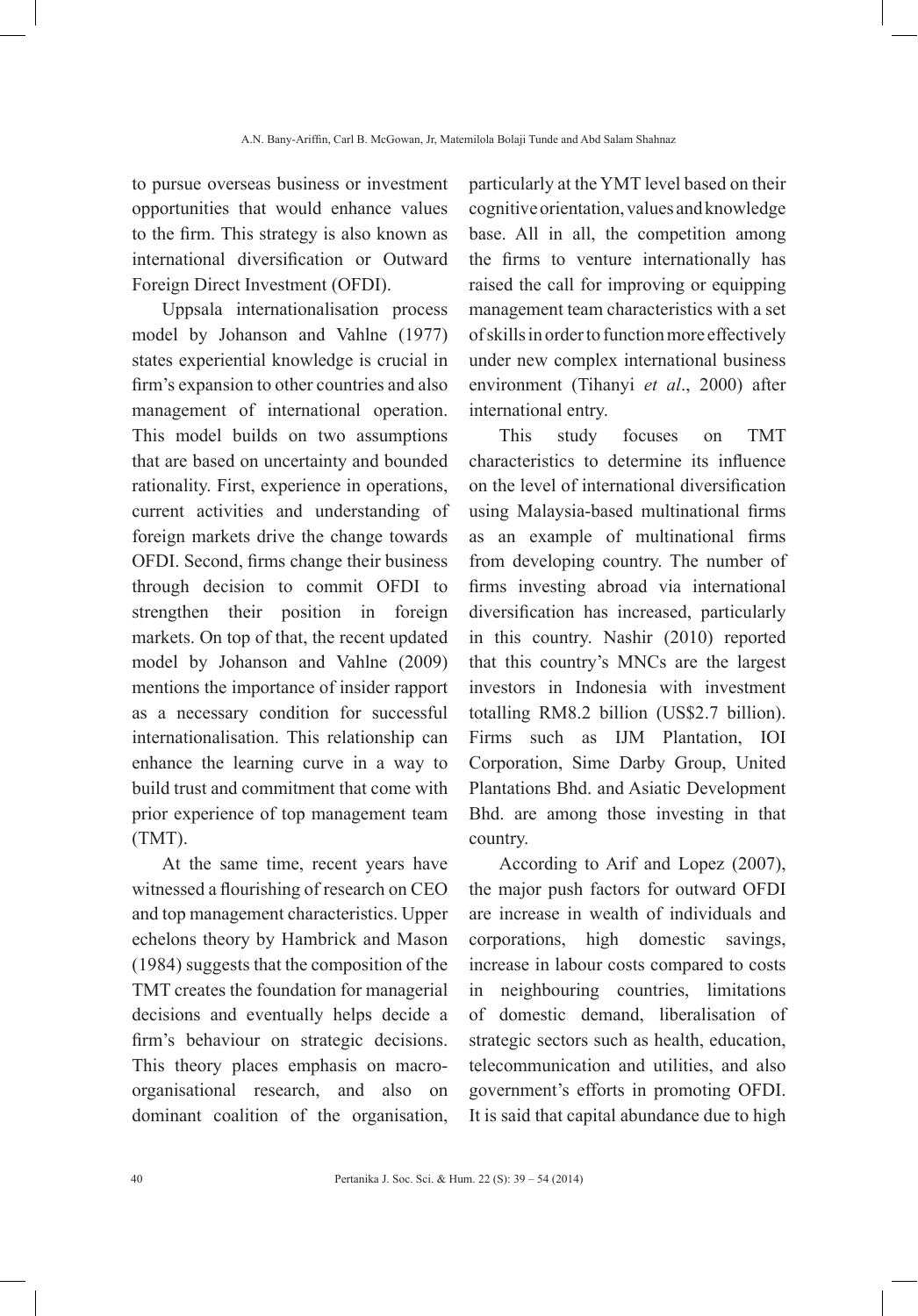to pursue overseas business or investment opportunities that would enhance values to the firm. This strategy is also known as international diversification or Outward Foreign Direct Investment (OFDI).

Uppsala internationalisation process model by Johanson and Vahlne (1977) states experiential knowledge is crucial in firm's expansion to other countries and also management of international operation. This model builds on two assumptions that are based on uncertainty and bounded rationality. First, experience in operations, current activities and understanding of foreign markets drive the change towards OFDI. Second, firms change their business through decision to commit OFDI to strengthen their position in foreign markets. On top of that, the recent updated model by Johanson and Vahlne (2009) mentions the importance of insider rapport as a necessary condition for successful internationalisation. This relationship can enhance the learning curve in a way to build trust and commitment that come with prior experience of top management team (TMT).

At the same time, recent years have witnessed a flourishing of research on CEO and top management characteristics. Upper echelons theory by Hambrick and Mason (1984) suggests that the composition of the TMT creates the foundation for managerial decisions and eventually helps decide a firm's behaviour on strategic decisions. This theory places emphasis on macro-organisational research, and also on dominant coalition of the organisation, particularly at the YMT level based on their cognitive orientation, values and knowledge base. All in all, the competition among the firms to venture internationally has raised the call for improving or equipping management team characteristics with a set of skills in order to function more effectively under new complex international business environment (Tihanyi *et al*., 2000) after international entry.

This study focuses on TMT characteristics to determine its influence on the level of international diversification using Malaysia-based multinational firms as an example of multinational firms from developing country. The number of firms investing abroad via international diversification has increased, particularly in this country. Nashir (2010) reported that this country's MNCs are the largest investors in Indonesia with investment totalling RM8.2 billion (US$2.7 billion). Firms such as IJM Plantation, IOI Corporation, Sime Darby Group, United Plantations Bhd. and Asiatic Development Bhd. are among those investing in that country.

According to Arif and Lopez (2007), the major push factors for outward OFDI are increase in wealth of individuals and corporations, high domestic savings, increase in labour costs compared to costs in neighbouring countries, limitations of domestic demand, liberalisation of strategic sectors such as health, education, telecommunication and utilities, and also government's efforts in promoting OFDI. It is said that capital abundance due to high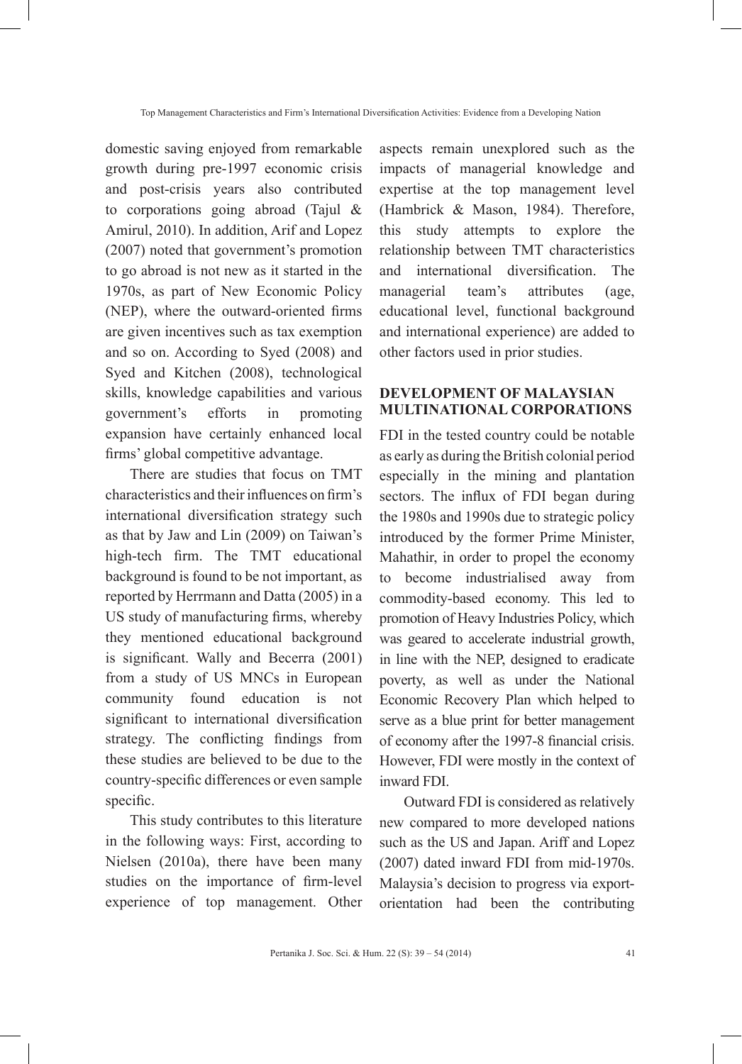domestic saving enjoyed from remarkable growth during pre-1997 economic crisis and post-crisis years also contributed to corporations going abroad (Tajul & Amirul, 2010). In addition, Arif and Lopez (2007) noted that government's promotion to go abroad is not new as it started in the 1970s, as part of New Economic Policy (NEP), where the outward-oriented firms are given incentives such as tax exemption and so on. According to Syed (2008) and Syed and Kitchen (2008), technological skills, knowledge capabilities and various government's efforts in promoting expansion have certainly enhanced local firms' global competitive advantage.

There are studies that focus on TMT characteristics and their influences on firm's international diversification strategy such as that by Jaw and Lin (2009) on Taiwan's high-tech firm. The TMT educational background is found to be not important, as reported by Herrmann and Datta (2005) in a US study of manufacturing firms, whereby they mentioned educational background is significant. Wally and Becerra (2001) from a study of US MNCs in European community found education is not significant to international diversification strategy. The conflicting findings from these studies are believed to be due to the country-specific differences or even sample specific.

This study contributes to this literature in the following ways: First, according to Nielsen (2010a), there have been many studies on the importance of firm-level experience of top management. Other aspects remain unexplored such as the impacts of managerial knowledge and expertise at the top management level (Hambrick & Mason, 1984). Therefore, this study attempts to explore the relationship between TMT characteristics and international diversification. The managerial team's attributes (age, educational level, functional background and international experience) are added to other factors used in prior studies.

## DEVELOPMENT OF MALAYSIAN MULTINATIONAL CORPORATIONS

FDI in the tested country could be notable as early as during the British colonial period especially in the mining and plantation sectors. The influx of FDI began during the 1980s and 1990s due to strategic policy introduced by the former Prime Minister, Mahathir, in order to propel the economy to become industrialised away from commodity-based economy. This led to promotion of Heavy Industries Policy, which was geared to accelerate industrial growth, in line with the NEP, designed to eradicate poverty, as well as under the National Economic Recovery Plan which helped to serve as a blue print for better management of economy after the 1997-8 financial crisis. However, FDI were mostly in the context of inward FDI.

Outward FDI is considered as relatively new compared to more developed nations such as the US and Japan. Ariff and Lopez (2007) dated inward FDI from mid-1970s. Malaysia's decision to progress via export-orientation had been the contributing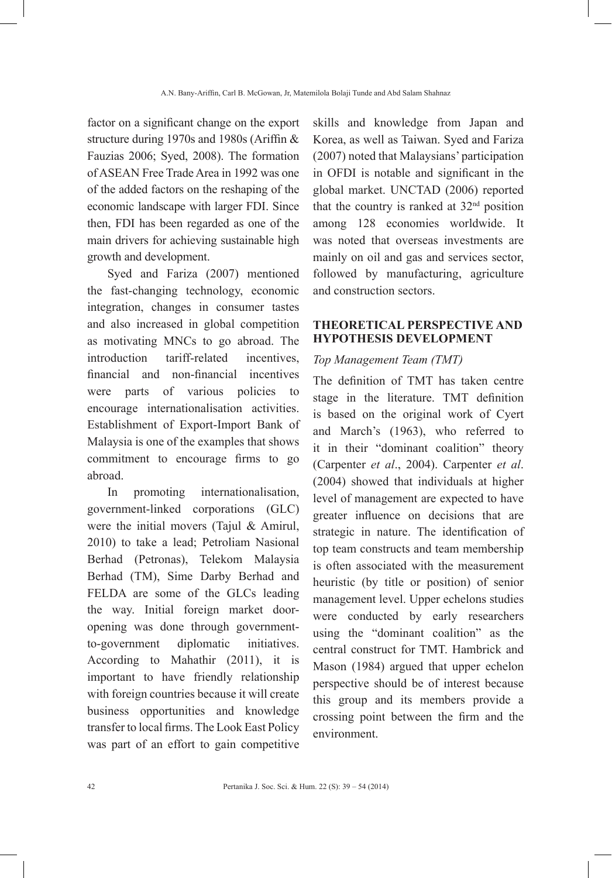factor on a significant change on the export structure during 1970s and 1980s (Ariffin & Fauzias 2006; Syed, 2008). The formation of ASEAN Free Trade Area in 1992 was one of the added factors on the reshaping of the economic landscape with larger FDI. Since then, FDI has been regarded as one of the main drivers for achieving sustainable high growth and development.

Syed and Fariza (2007) mentioned the fast-changing technology, economic integration, changes in consumer tastes and also increased in global competition as motivating MNCs to go abroad. The introduction tariff-related incentives, financial and non-financial incentives were parts of various policies to encourage internationalisation activities. Establishment of Export-Import Bank of Malaysia is one of the examples that shows commitment to encourage firms to go abroad.

In promoting internationalisation, government-linked corporations (GLC) were the initial movers (Tajul & Amirul, 2010) to take a lead; Petroliam Nasional Berhad (Petronas), Telekom Malaysia Berhad (TM), Sime Darby Berhad and FELDA are some of the GLCs leading the way. Initial foreign market door-opening was done through government-to-government diplomatic initiatives. According to Mahathir (2011), it is important to have friendly relationship with foreign countries because it will create business opportunities and knowledge transfer to local firms. The Look East Policy was part of an effort to gain competitive skills and knowledge from Japan and Korea, as well as Taiwan. Syed and Fariza (2007) noted that Malaysians' participation in OFDI is notable and significant in the global market. UNCTAD (2006) reported that the country is ranked at 32nd position among 128 economies worldwide. It was noted that overseas investments are mainly on oil and gas and services sector, followed by manufacturing, agriculture and construction sectors.

## THEORETICAL PERSPECTIVE AND HYPOTHESIS DEVELOPMENT

### *Top Management Team (TMT)*

The definition of TMT has taken centre stage in the literature. TMT definition is based on the original work of Cyert and March's (1963), who referred to it in their "dominant coalition" theory (Carpenter *et al*., 2004). Carpenter *et al*. (2004) showed that individuals at higher level of management are expected to have greater influence on decisions that are strategic in nature. The identification of top team constructs and team membership is often associated with the measurement heuristic (by title or position) of senior management level. Upper echelons studies were conducted by early researchers using the "dominant coalition" as the central construct for TMT. Hambrick and Mason (1984) argued that upper echelon perspective should be of interest because this group and its members provide a crossing point between the firm and the environment.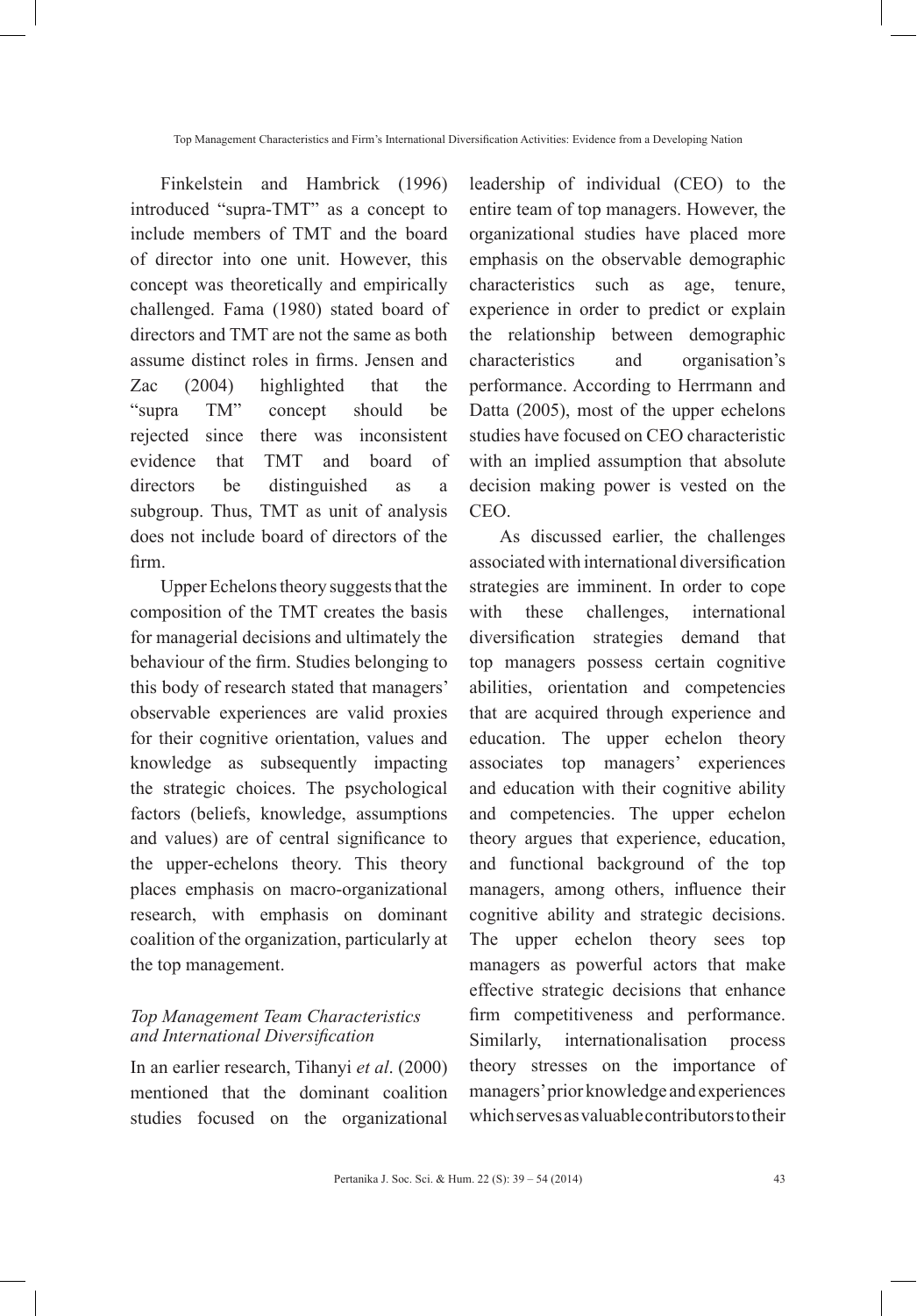Finkelstein and Hambrick (1996) introduced "supra-TMT" as a concept to include members of TMT and the board of director into one unit. However, this concept was theoretically and empirically challenged. Fama (1980) stated board of directors and TMT are not the same as both assume distinct roles in firms. Jensen and Zac (2004) highlighted that the "supra TM" concept should be rejected since there was inconsistent evidence that TMT and board of directors be distinguished as a subgroup. Thus, TMT as unit of analysis does not include board of directors of the firm.

Upper Echelons theory suggests that the composition of the TMT creates the basis for managerial decisions and ultimately the behaviour of the firm. Studies belonging to this body of research stated that managers' observable experiences are valid proxies for their cognitive orientation, values and knowledge as subsequently impacting the strategic choices. The psychological factors (beliefs, knowledge, assumptions and values) are of central significance to the upper-echelons theory. This theory places emphasis on macro-organizational research, with emphasis on dominant coalition of the organization, particularly at the top management.

### *Top Management Team Characteristics and International Diversification*

In an earlier research, Tihanyi *et al*. (2000) mentioned that the dominant coalition studies focused on the organizational leadership of individual (CEO) to the entire team of top managers. However, the organizational studies have placed more emphasis on the observable demographic characteristics such as age, tenure, experience in order to predict or explain the relationship between demographic characteristics and organisation's performance. According to Herrmann and Datta (2005), most of the upper echelons studies have focused on CEO characteristic with an implied assumption that absolute decision making power is vested on the CEO.

As discussed earlier, the challenges associated with international diversification strategies are imminent. In order to cope with these challenges, international diversification strategies demand that top managers possess certain cognitive abilities, orientation and competencies that are acquired through experience and education. The upper echelon theory associates top managers' experiences and education with their cognitive ability and competencies. The upper echelon theory argues that experience, education, and functional background of the top managers, among others, influence their cognitive ability and strategic decisions. The upper echelon theory sees top managers as powerful actors that make effective strategic decisions that enhance firm competitiveness and performance. Similarly, internationalisation process theory stresses on the importance of managers' prior knowledge and experiences which serves as valuable contributors to their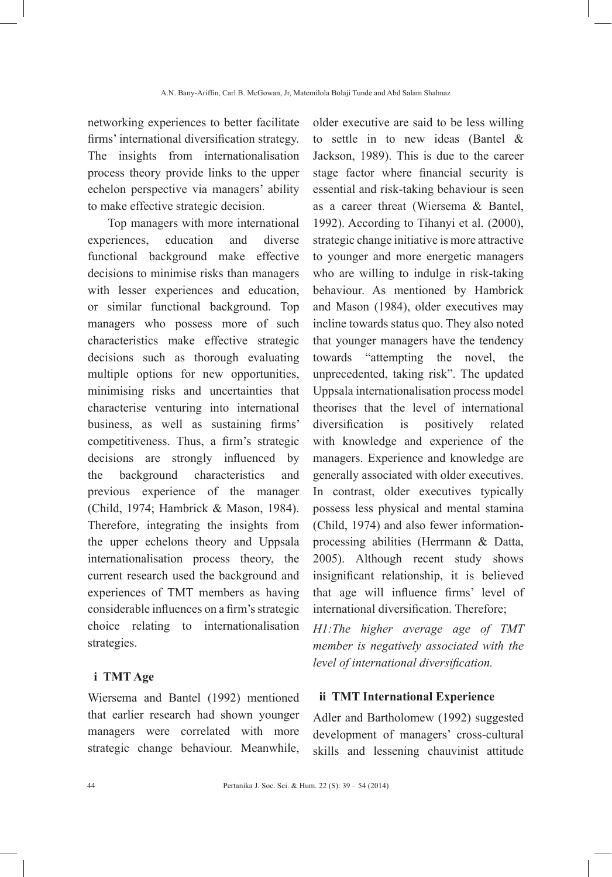networking experiences to better facilitate firms' international diversification strategy. The insights from internationalisation process theory provide links to the upper echelon perspective via managers' ability to make effective strategic decision.

Top managers with more international experiences, education and diverse functional background make effective decisions to minimise risks than managers with lesser experiences and education, or similar functional background. Top managers who possess more of such characteristics make effective strategic decisions such as thorough evaluating multiple options for new opportunities, minimising risks and uncertainties that characterise venturing into international business, as well as sustaining firms' competitiveness. Thus, a firm's strategic decisions are strongly influenced by the background characteristics and previous experience of the manager (Child, 1974; Hambrick & Mason, 1984). Therefore, integrating the insights from the upper echelons theory and Uppsala internationalisation process theory, the current research used the background and experiences of TMT members as having considerable influences on a firm's strategic choice relating to internationalisation strategies.

### i TMT Age

Wiersema and Bantel (1992) mentioned that earlier research had shown younger managers were correlated with more strategic change behaviour. Meanwhile, older executive are said to be less willing to settle in to new ideas (Bantel & Jackson, 1989). This is due to the career stage factor where financial security is essential and risk-taking behaviour is seen as a career threat (Wiersema & Bantel, 1992). According to Tihanyi et al. (2000), strategic change initiative is more attractive to younger and more energetic managers who are willing to indulge in risk-taking behaviour. As mentioned by Hambrick and Mason (1984), older executives may incline towards status quo. They also noted that younger managers have the tendency towards "attempting the novel, the unprecedented, taking risk". The updated Uppsala internationalisation process model theorises that the level of international diversification is positively related with knowledge and experience of the managers. Experience and knowledge are generally associated with older executives. In contrast, older executives typically possess less physical and mental stamina (Child, 1974) and also fewer information-processing abilities (Herrmann & Datta, 2005). Although recent study shows insignificant relationship, it is believed that age will influence firms' level of international diversification. Therefore;

*H1:The higher average age of TMT member is negatively associated with the level of international diversification.*

### ii TMT International Experience

Adler and Bartholomew (1992) suggested development of managers' cross-cultural skills and lessening chauvinist attitude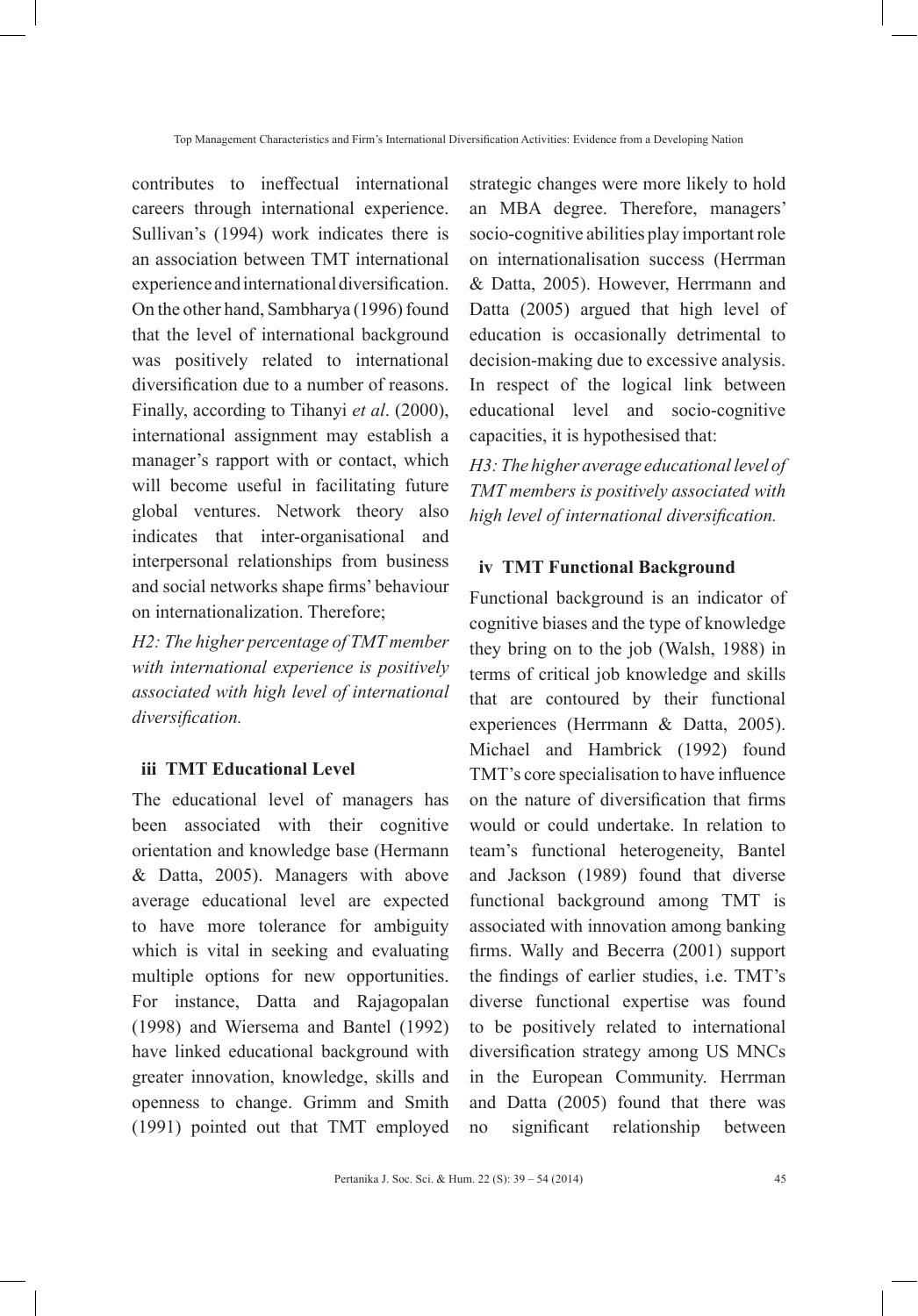contributes to ineffectual international careers through international experience. Sullivan's (1994) work indicates there is an association between TMT international experience and international diversification. On the other hand, Sambharya (1996) found that the level of international background was positively related to international diversification due to a number of reasons. Finally, according to Tihanyi *et al*. (2000), international assignment may establish a manager's rapport with or contact, which will become useful in facilitating future global ventures. Network theory also indicates that inter-organisational and interpersonal relationships from business and social networks shape firms' behaviour on internationalization. Therefore;

*H2: The higher percentage of TMT member with international experience is positively associated with high level of international diversification.*

### iii TMT Educational Level

The educational level of managers has been associated with their cognitive orientation and knowledge base (Hermann & Datta, 2005). Managers with above average educational level are expected to have more tolerance for ambiguity which is vital in seeking and evaluating multiple options for new opportunities. For instance, Datta and Rajagopalan (1998) and Wiersema and Bantel (1992) have linked educational background with greater innovation, knowledge, skills and openness to change. Grimm and Smith (1991) pointed out that TMT employed strategic changes were more likely to hold an MBA degree. Therefore, managers' socio-cognitive abilities play important role on internationalisation success (Herrman & Datta, 2005). However, Herrmann and Datta (2005) argued that high level of education is occasionally detrimental to decision-making due to excessive analysis. In respect of the logical link between educational level and socio-cognitive capacities, it is hypothesised that:

*H3: The higher average educational level of TMT members is positively associated with high level of international diversification.*

### iv TMT Functional Background

Functional background is an indicator of cognitive biases and the type of knowledge they bring on to the job (Walsh, 1988) in terms of critical job knowledge and skills that are contoured by their functional experiences (Herrmann & Datta, 2005). Michael and Hambrick (1992) found TMT's core specialisation to have influence on the nature of diversification that firms would or could undertake. In relation to team's functional heterogeneity, Bantel and Jackson (1989) found that diverse functional background among TMT is associated with innovation among banking firms. Wally and Becerra (2001) support the findings of earlier studies, i.e. TMT's diverse functional expertise was found to be positively related to international diversification strategy among US MNCs in the European Community. Herrman and Datta (2005) found that there was no significant relationship between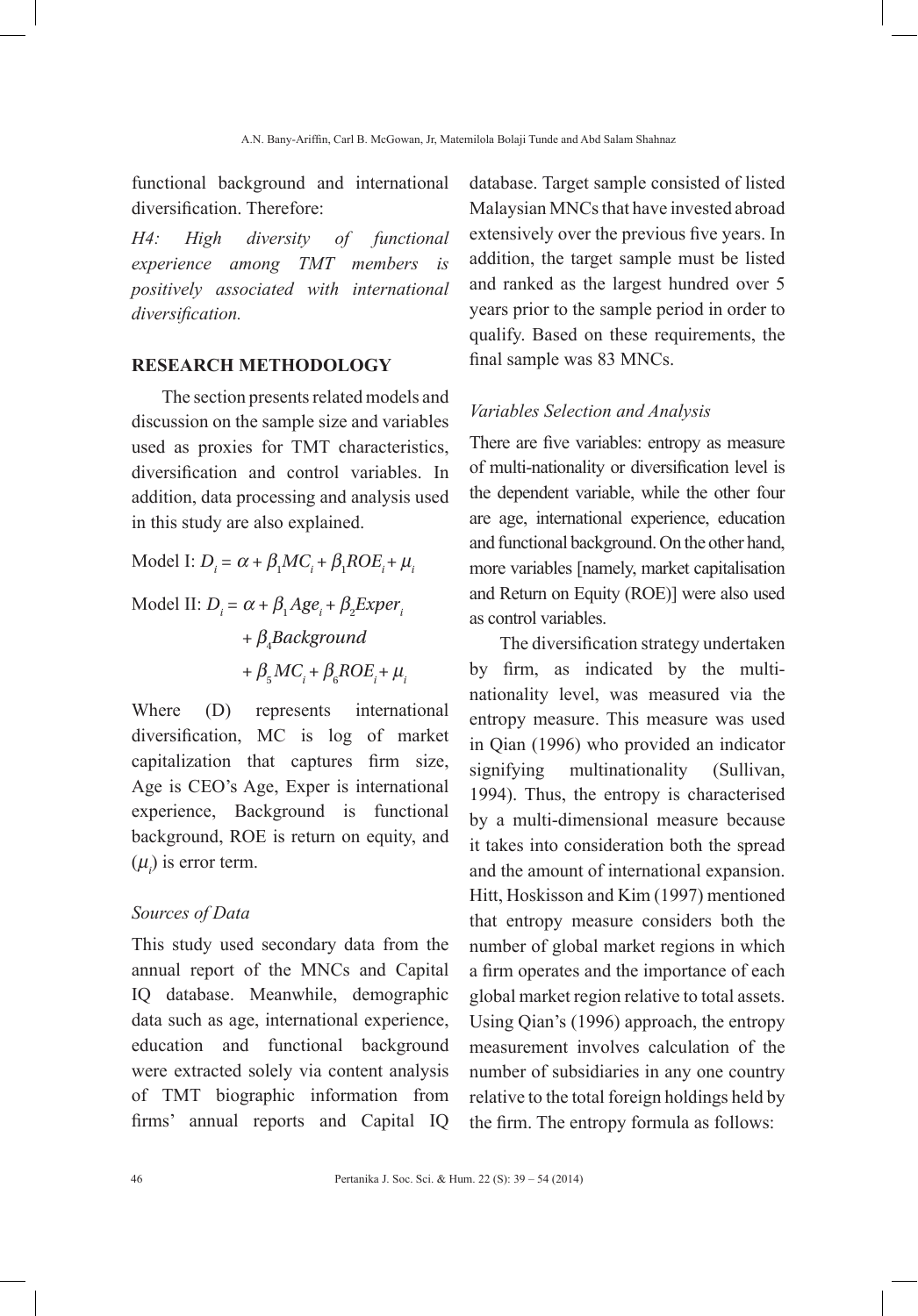functional background and international diversification. Therefore:

*H4: High diversity of functional experience among TMT members is positively associated with international diversification.*

## RESEARCH METHODOLOGY

The section presents related models and discussion on the sample size and variables used as proxies for TMT characteristics, diversification and control variables. In addition, data processing and analysis used in this study are also explained.

Model I: $D_i = \alpha + \beta_1 MC_i + \beta_1 ROE_i + \mu_i$

Model II: $D_i = \alpha + \beta_1 Age_i + \beta_2 Exper_i$
$+ \beta_4 Background$
$+ \beta_5 MC_i + \beta_6 ROE_i + \mu_i$

Where (D) represents international diversification, MC is log of market capitalization that captures firm size, Age is CEO's Age, Exper is international experience, Background is functional background, ROE is return on equity, and ($\mu_i$) is error term.

### *Sources of Data*

This study used secondary data from the annual report of the MNCs and Capital IQ database. Meanwhile, demographic data such as age, international experience, education and functional background were extracted solely via content analysis of TMT biographic information from firms' annual reports and Capital IQ database. Target sample consisted of listed Malaysian MNCs that have invested abroad extensively over the previous five years. In addition, the target sample must be listed and ranked as the largest hundred over 5 years prior to the sample period in order to qualify. Based on these requirements, the final sample was 83 MNCs.

### *Variables Selection and Analysis*

There are five variables: entropy as measure of multi-nationality or diversification level is the dependent variable, while the other four are age, international experience, education and functional background. On the other hand, more variables [namely, market capitalisation and Return on Equity (ROE)] were also used as control variables.

The diversification strategy undertaken by firm, as indicated by the multinationality level, was measured via the entropy measure. This measure was used in Qian (1996) who provided an indicator signifying multinationality (Sullivan, 1994). Thus, the entropy is characterised by a multi-dimensional measure because it takes into consideration both the spread and the amount of international expansion. Hitt, Hoskisson and Kim (1997) mentioned that entropy measure considers both the number of global market regions in which a firm operates and the importance of each global market region relative to total assets. Using Qian's (1996) approach, the entropy measurement involves calculation of the number of subsidiaries in any one country relative to the total foreign holdings held by the firm. The entropy formula as follows: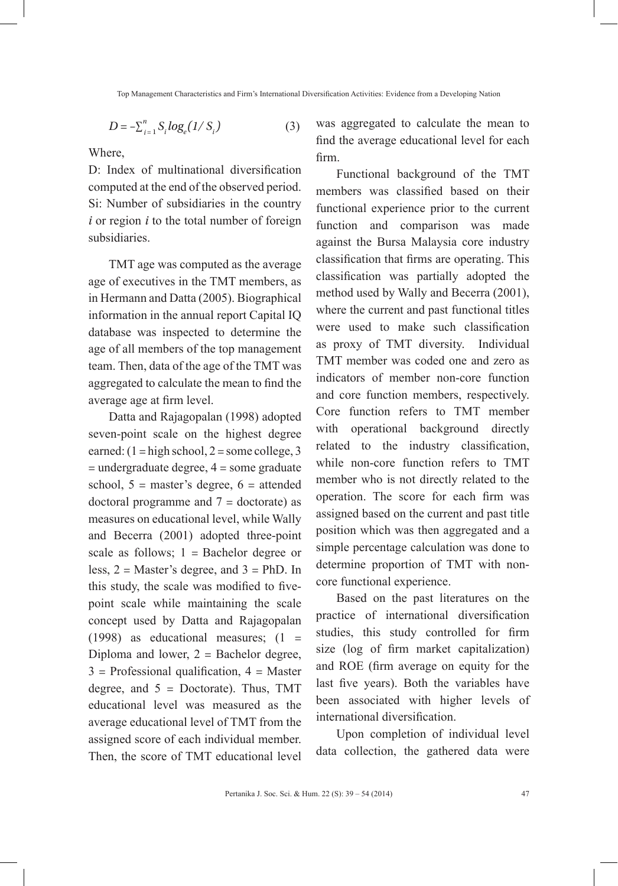$$D = -\sum_{i=1}^{n} S_i log_e(1/S_i) \quad (3)$$

Where,

D: Index of multinational diversification computed at the end of the observed period.
Si: Number of subsidiaries in the country *i* or region *i* to the total number of foreign subsidiaries.

TMT age was computed as the average age of executives in the TMT members, as in Hermann and Datta (2005). Biographical information in the annual report Capital IQ database was inspected to determine the age of all members of the top management team. Then, data of the age of the TMT was aggregated to calculate the mean to find the average age at firm level.

Datta and Rajagopalan (1998) adopted seven-point scale on the highest degree earned: (1 = high school, 2 = some college, 3 = undergraduate degree, 4 = some graduate school, 5 = master's degree, 6 = attended doctoral programme and 7 = doctorate) as measures on educational level, while Wally and Becerra (2001) adopted three-point scale as follows; 1 = Bachelor degree or less, 2 = Master's degree, and 3 = PhD. In this study, the scale was modified to five-point scale while maintaining the scale concept used by Datta and Rajagopalan (1998) as educational measures; (1 = Diploma and lower, 2 = Bachelor degree, 3 = Professional qualification, 4 = Master degree, and 5 = Doctorate). Thus, TMT educational level was measured as the average educational level of TMT from the assigned score of each individual member. Then, the score of TMT educational level was aggregated to calculate the mean to find the average educational level for each firm.

Functional background of the TMT members was classified based on their functional experience prior to the current function and comparison was made against the Bursa Malaysia core industry classification that firms are operating. This classification was partially adopted the method used by Wally and Becerra (2001), where the current and past functional titles were used to make such classification as proxy of TMT diversity. Individual TMT member was coded one and zero as indicators of member non-core function and core function members, respectively. Core function refers to TMT member with operational background directly related to the industry classification, while non-core function refers to TMT member who is not directly related to the operation. The score for each firm was assigned based on the current and past title position which was then aggregated and a simple percentage calculation was done to determine proportion of TMT with non-core functional experience.

Based on the past literatures on the practice of international diversification studies, this study controlled for firm size (log of firm market capitalization) and ROE (firm average on equity for the last five years). Both the variables have been associated with higher levels of international diversification.

Upon completion of individual level data collection, the gathered data were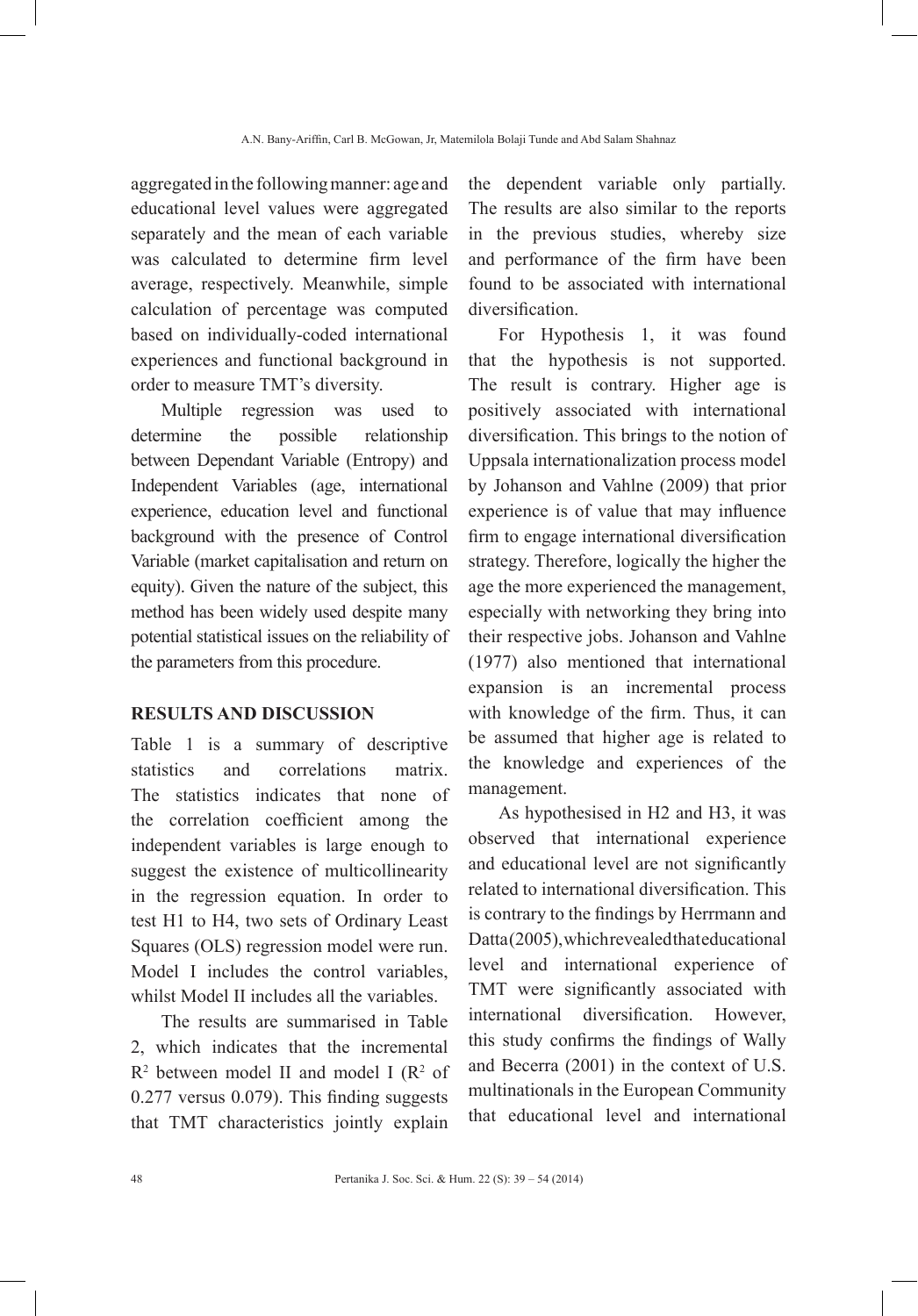aggregated in the following manner: age and educational level values were aggregated separately and the mean of each variable was calculated to determine firm level average, respectively. Meanwhile, simple calculation of percentage was computed based on individually-coded international experiences and functional background in order to measure TMT's diversity.

Multiple regression was used to determine the possible relationship between Dependant Variable (Entropy) and Independent Variables (age, international experience, education level and functional background with the presence of Control Variable (market capitalisation and return on equity). Given the nature of the subject, this method has been widely used despite many potential statistical issues on the reliability of the parameters from this procedure.

## RESULTS AND DISCUSSION

Table 1 is a summary of descriptive statistics and correlations matrix. The statistics indicates that none of the correlation coefficient among the independent variables is large enough to suggest the existence of multicollinearity in the regression equation. In order to test H1 to H4, two sets of Ordinary Least Squares (OLS) regression model were run. Model I includes the control variables, whilst Model II includes all the variables.

The results are summarised in Table 2, which indicates that the incremental $R^2$ between model II and model I ($R^2$ of 0.277 versus 0.079). This finding suggests that TMT characteristics jointly explain the dependent variable only partially. The results are also similar to the reports in the previous studies, whereby size and performance of the firm have been found to be associated with international diversification.

For Hypothesis 1, it was found that the hypothesis is not supported. The result is contrary. Higher age is positively associated with international diversification. This brings to the notion of Uppsala internationalization process model by Johanson and Vahlne (2009) that prior experience is of value that may influence firm to engage international diversification strategy. Therefore, logically the higher the age the more experienced the management, especially with networking they bring into their respective jobs. Johanson and Vahlne (1977) also mentioned that international expansion is an incremental process with knowledge of the firm. Thus, it can be assumed that higher age is related to the knowledge and experiences of the management.

As hypothesised in H2 and H3, it was observed that international experience and educational level are not significantly related to international diversification. This is contrary to the findings by Herrmann and Datta (2005), which revealed that educational level and international experience of TMT were significantly associated with international diversification. However, this study confirms the findings of Wally and Becerra (2001) in the context of U.S. multinationals in the European Community that educational level and international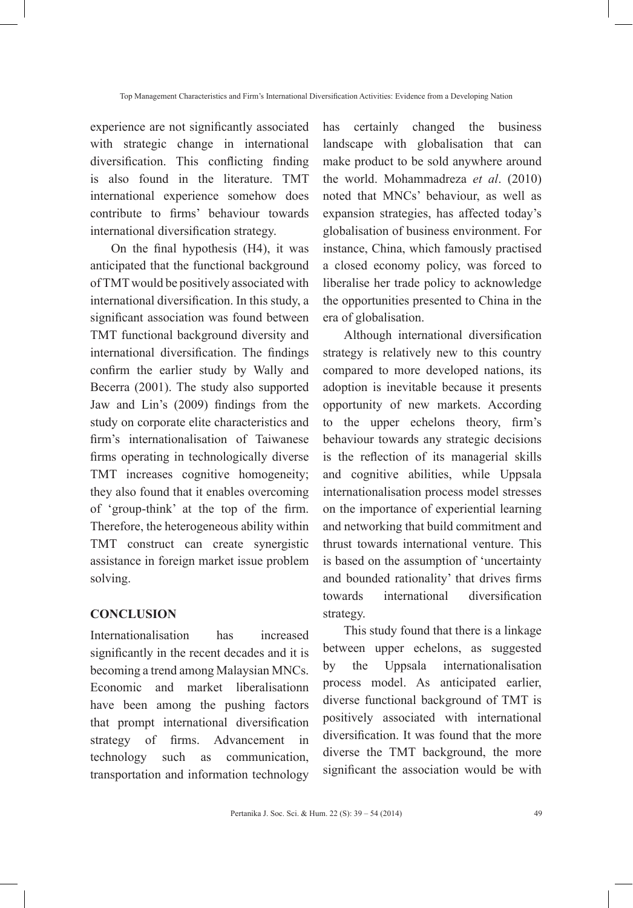experience are not significantly associated with strategic change in international diversification. This conflicting finding is also found in the literature. TMT international experience somehow does contribute to firms' behaviour towards international diversification strategy.

On the final hypothesis (H4), it was anticipated that the functional background of TMT would be positively associated with international diversification. In this study, a significant association was found between TMT functional background diversity and international diversification. The findings confirm the earlier study by Wally and Becerra (2001). The study also supported Jaw and Lin's (2009) findings from the study on corporate elite characteristics and firm's internationalisation of Taiwanese firms operating in technologically diverse TMT increases cognitive homogeneity; they also found that it enables overcoming of 'group-think' at the top of the firm. Therefore, the heterogeneous ability within TMT construct can create synergistic assistance in foreign market issue problem solving.

## CONCLUSION

Internationalisation has increased significantly in the recent decades and it is becoming a trend among Malaysian MNCs. Economic and market liberalisationn have been among the pushing factors that prompt international diversification strategy of firms. Advancement in technology such as communication, transportation and information technology has certainly changed the business landscape with globalisation that can make product to be sold anywhere around the world. Mohammadreza *et al*. (2010) noted that MNCs' behaviour, as well as expansion strategies, has affected today's globalisation of business environment. For instance, China, which famously practised a closed economy policy, was forced to liberalise her trade policy to acknowledge the opportunities presented to China in the era of globalisation.

Although international diversification strategy is relatively new to this country compared to more developed nations, its adoption is inevitable because it presents opportunity of new markets. According to the upper echelons theory, firm's behaviour towards any strategic decisions is the reflection of its managerial skills and cognitive abilities, while Uppsala internationalisation process model stresses on the importance of experiential learning and networking that build commitment and thrust towards international venture. This is based on the assumption of 'uncertainty and bounded rationality' that drives firms towards international diversification strategy.

This study found that there is a linkage between upper echelons, as suggested by the Uppsala internationalisation process model. As anticipated earlier, diverse functional background of TMT is positively associated with international diversification. It was found that the more diverse the TMT background, the more significant the association would be with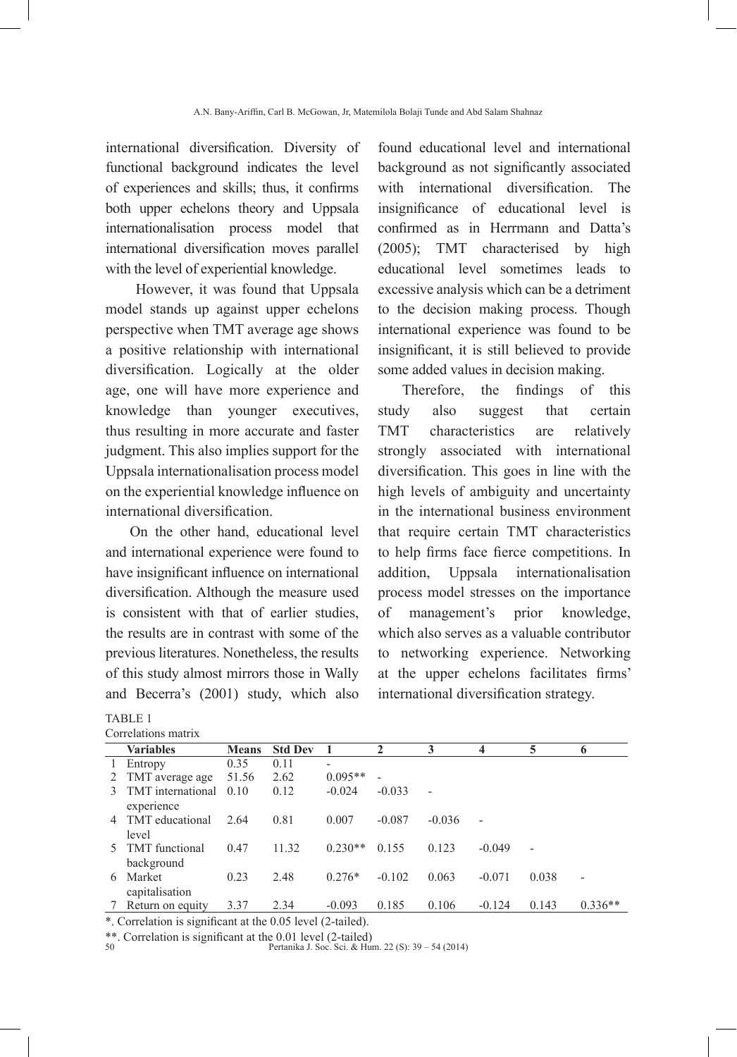international diversification. Diversity of functional background indicates the level of experiences and skills; thus, it confirms both upper echelons theory and Uppsala internationalisation process model that international diversification moves parallel with the level of experiential knowledge.

However, it was found that Uppsala model stands up against upper echelons perspective when TMT average age shows a positive relationship with international diversification. Logically at the older age, one will have more experience and knowledge than younger executives, thus resulting in more accurate and faster judgment. This also implies support for the Uppsala internationalisation process model on the experiential knowledge influence on international diversification.

On the other hand, educational level and international experience were found to have insignificant influence on international diversification. Although the measure used is consistent with that of earlier studies, the results are in contrast with some of the previous literatures. Nonetheless, the results of this study almost mirrors those in Wally and Becerra's (2001) study, which also found educational level and international background as not significantly associated with international diversification. The insignificance of educational level is confirmed as in Herrmann and Datta's (2005); TMT characterised by high educational level sometimes leads to excessive analysis which can be a detriment to the decision making process. Though international experience was found to be insignificant, it is still believed to provide some added values in decision making.

Therefore, the findings of this study also suggest that certain TMT characteristics are relatively strongly associated with international diversification. This goes in line with the high levels of ambiguity and uncertainty in the international business environment that require certain TMT characteristics to help firms face fierce competitions. In addition, Uppsala internationalisation process model stresses on the importance of management's prior knowledge, which also serves as a valuable contributor to networking experience. Networking at the upper echelons facilitates firms' international diversification strategy.

TABLE 1
Correlations matrix

| | Variables | Means | Std Dev | 1 | 2 | 3 | 4 | 5 | 6 |
|---|---|---|---|---|---|---|---|---|---|
| 1 | Entropy | 0.35 | 0.11 | - | | | | | |
| 2 | TMT average age | 51.56 | 2.62 | 0.095** | - | | | | |
| 3 | TMT international experience | 0.10 | 0.12 | -0.024 | -0.033 | - | | | |
| 4 | TMT educational level | 2.64 | 0.81 | 0.007 | -0.087 | -0.036 | - | | |
| 5 | TMT functional background | 0.47 | 11.32 | 0.230** | 0.155 | 0.123 | -0.049 | - | |
| 6 | Market capitalisation | 0.23 | 2.48 | 0.276* | -0.102 | 0.063 | -0.071 | 0.038 | - |
| 7 | Return on equity | 3.37 | 2.34 | -0.093 | 0.185 | 0.106 | -0.124 | 0.143 | 0.336** |

*. Correlation is significant at the 0.05 level (2-tailed).

**. Correlation is significant at the 0.01 level (2-tailed)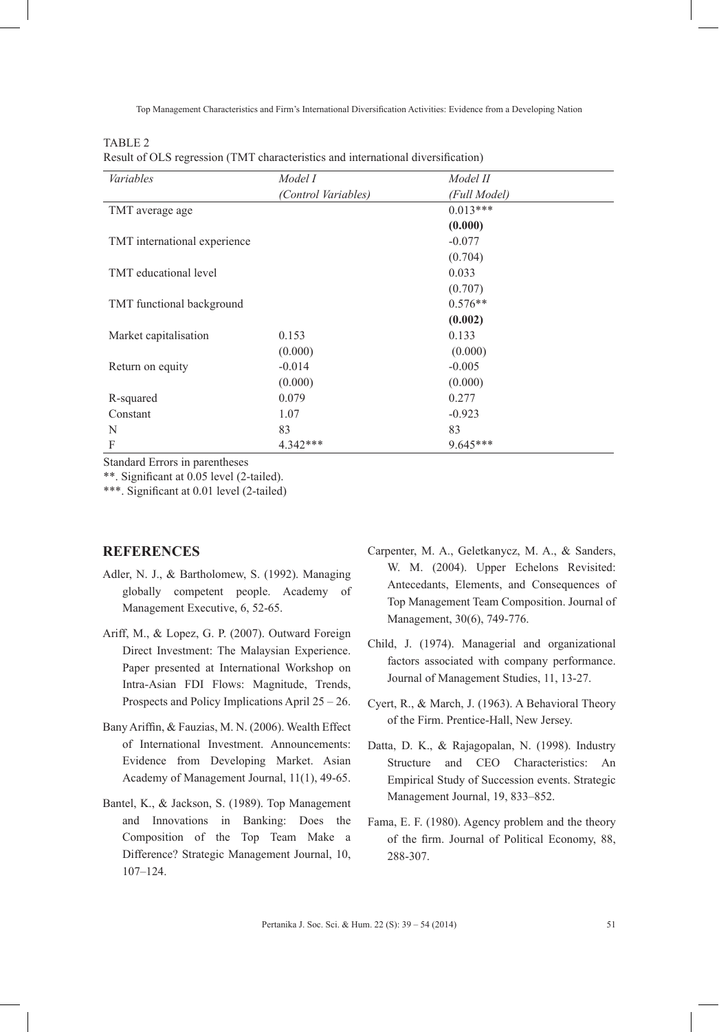TABLE 2
Result of OLS regression (TMT characteristics and international diversification)

| *Variables* | *Model I* *(Control Variables)* | *Model II* *(Full Model)* |
|---|---|---|
| TMT average age | | 0.013*** |
| | | **(0.000)** |
| TMT international experience | | -0.077 |
| | | (0.704) |
| TMT educational level | | 0.033 |
| | | (0.707) |
| TMT functional background | | 0.576** |
| | | **(0.002)** |
| Market capitalisation | 0.153 | 0.133 |
| | (0.000) | (0.000) |
| Return on equity | -0.014 | -0.005 |
| | (0.000) | (0.000) |
| R-squared | 0.079 | 0.277 |
| Constant | 1.07 | -0.923 |
| N | 83 | 83 |
| F | 4.342*** | 9.645*** |

Standard Errors in parentheses

**. Significant at 0.05 level (2-tailed).

***. Significant at 0.01 level (2-tailed)

## REFERENCES

Adler, N. J., & Bartholomew, S. (1992). Managing globally competent people. Academy of Management Executive, 6, 52-65.

Ariff, M., & Lopez, G. P. (2007). Outward Foreign Direct Investment: The Malaysian Experience. Paper presented at International Workshop on Intra-Asian FDI Flows: Magnitude, Trends, Prospects and Policy Implications April 25 – 26.

Bany Ariffin, & Fauzias, M. N. (2006). Wealth Effect of International Investment. Announcements: Evidence from Developing Market. Asian Academy of Management Journal, 11(1), 49-65.

Bantel, K., & Jackson, S. (1989). Top Management and Innovations in Banking: Does the Composition of the Top Team Make a Difference? Strategic Management Journal, 10, 107–124.

Carpenter, M. A., Geletkanycz, M. A., & Sanders, W. M. (2004). Upper Echelons Revisited: Antecedants, Elements, and Consequences of Top Management Team Composition. Journal of Management, 30(6), 749-776.

Child, J. (1974). Managerial and organizational factors associated with company performance. Journal of Management Studies, 11, 13-27.

Cyert, R., & March, J. (1963). A Behavioral Theory of the Firm. Prentice-Hall, New Jersey.

Datta, D. K., & Rajagopalan, N. (1998). Industry Structure and CEO Characteristics: An Empirical Study of Succession events. Strategic Management Journal, 19, 833–852.

Fama, E. F. (1980). Agency problem and the theory of the firm. Journal of Political Economy, 88, 288-307.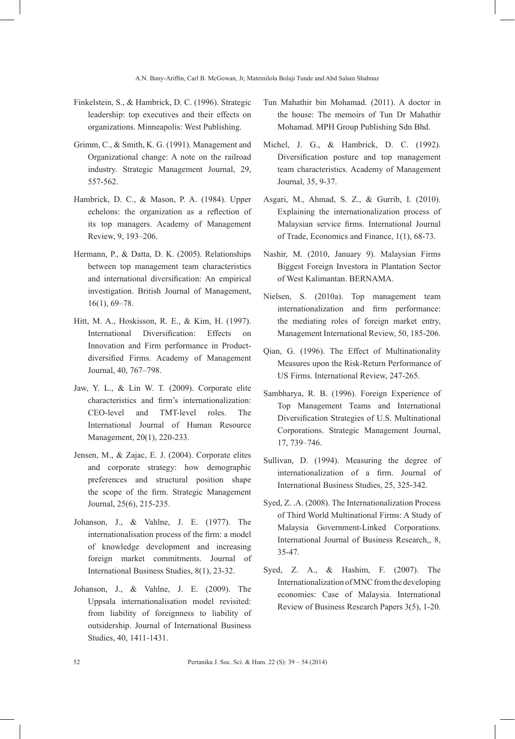Finkelstein, S., & Hambrick, D. C. (1996). Strategic leadership: top executives and their effects on organizations. Minneapolis: West Publishing.

Grimm, C., & Smith, K. G. (1991). Management and Organizational change: A note on the railroad industry. Strategic Management Journal, 29, 557-562.

Hambrick, D. C., & Mason, P. A. (1984). Upper echelons: the organization as a reflection of its top managers. Academy of Management Review, 9, 193–206.

Hermann, P., & Datta, D. K. (2005). Relationships between top management team characteristics and international diversification: An empirical investigation. British Journal of Management, 16(1), 69–78.

Hitt, M. A., Hoskisson, R. E., & Kim, H. (1997). International Diversification: Effects on Innovation and Firm performance in Product-diversified Firms. Academy of Management Journal, 40, 767–798.

Jaw, Y. L., & Lin W. T. (2009). Corporate elite characteristics and firm's internationalization: CEO-level and TMT-level roles. The International Journal of Human Resource Management, 20(1), 220-233.

Jensen, M., & Zajac, E. J. (2004). Corporate elites and corporate strategy: how demographic preferences and structural position shape the scope of the firm. Strategic Management Journal, 25(6), 215-235.

Johanson, J., & Vahlne, J. E. (1977). The internationalisation process of the firm: a model of knowledge development and increasing foreign market commitments. Journal of International Business Studies, 8(1), 23-32.

Johanson, J., & Vahlne, J. E. (2009). The Uppsala internationalisation model revisited: from liability of foreignness to liability of outsidership. Journal of International Business Studies, 40, 1411-1431.

Tun Mahathir bin Mohamad. (2011). A doctor in the house: The memoirs of Tun Dr Mahathir Mohamad. MPH Group Publishing Sdn Bhd.

Michel, J. G., & Hambrick, D. C. (1992). Diversification posture and top management team characteristics. Academy of Management Journal, 35, 9-37.

Asgari, M., Ahmad, S. Z., & Gurrib, I. (2010). Explaining the internationalization process of Malaysian service firms. International Journal of Trade, Economics and Finance, 1(1), 68-73.

Nashir, M. (2010, January 9). Malaysian Firms Biggest Foreign Investora in Plantation Sector of West Kalimantan. BERNAMA.

Nielsen, S. (2010a). Top management team internationalization and firm performance: the mediating roles of foreign market entry, Management International Review, 50, 185-206.

Qian, G. (1996). The Effect of Multinationality Measures upon the Risk-Return Performance of US Firms. International Review, 247-265.

Sambharya, R. B. (1996). Foreign Experience of Top Management Teams and International Diversification Strategies of U.S. Multinational Corporations. Strategic Management Journal, 17, 739–746.

Sullivan, D. (1994). Measuring the degree of internationalization of a firm. Journal of International Business Studies, 25, 325-342.

Syed, Z. .A. (2008). The Internationalization Process of Third World Multinational Firms: A Study of Malaysia Government-Linked Corporations. International Journal of Business Research,, 8, 35-47.

Syed, Z. A., & Hashim, F. (2007). The Internationalization of MNC from the developing economies: Case of Malaysia. International Review of Business Research Papers 3(5), 1-20.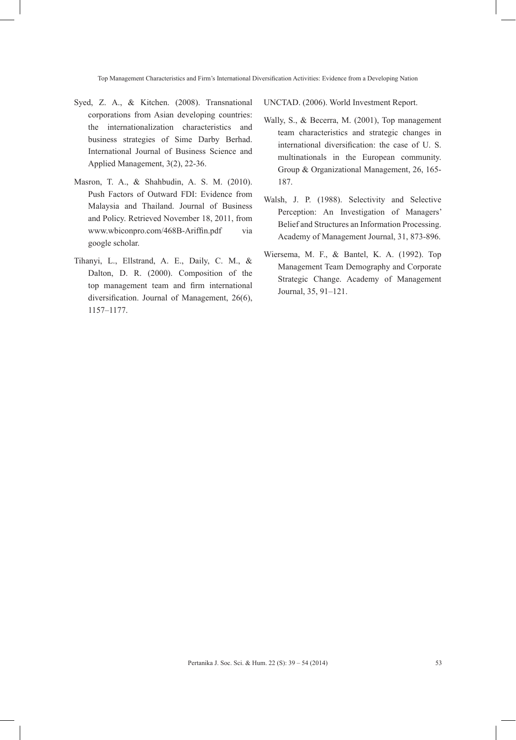Syed, Z. A., & Kitchen. (2008). Transnational corporations from Asian developing countries: the internationalization characteristics and business strategies of Sime Darby Berhad. International Journal of Business Science and Applied Management, 3(2), 22-36.

Masron, T. A., & Shahbudin, A. S. M. (2010). Push Factors of Outward FDI: Evidence from Malaysia and Thailand. Journal of Business and Policy. Retrieved November 18, 2011, from www.wbiconpro.com/468B-Ariffin.pdf via google scholar.

Tihanyi, L., Ellstrand, A. E., Daily, C. M., & Dalton, D. R. (2000). Composition of the top management team and firm international diversification. Journal of Management, 26(6), 1157–1177.

UNCTAD. (2006). World Investment Report.

Wally, S., & Becerra, M. (2001), Top management team characteristics and strategic changes in international diversification: the case of U. S. multinationals in the European community. Group & Organizational Management, 26, 165-187.

Walsh, J. P. (1988). Selectivity and Selective Perception: An Investigation of Managers' Belief and Structures an Information Processing. Academy of Management Journal, 31, 873-896.

Wiersema, M. F., & Bantel, K. A. (1992). Top Management Team Demography and Corporate Strategic Change. Academy of Management Journal, 35, 91–121.